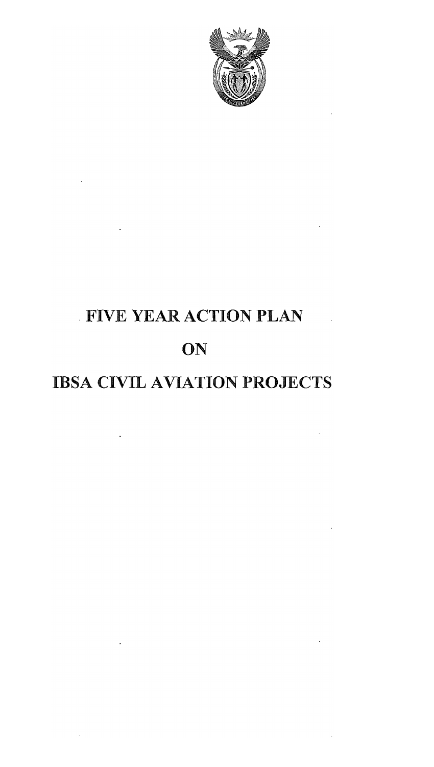# FIVE YEAR ACTION PLAN

# ON

# IBSA CIVIL AVIATION PROJECTS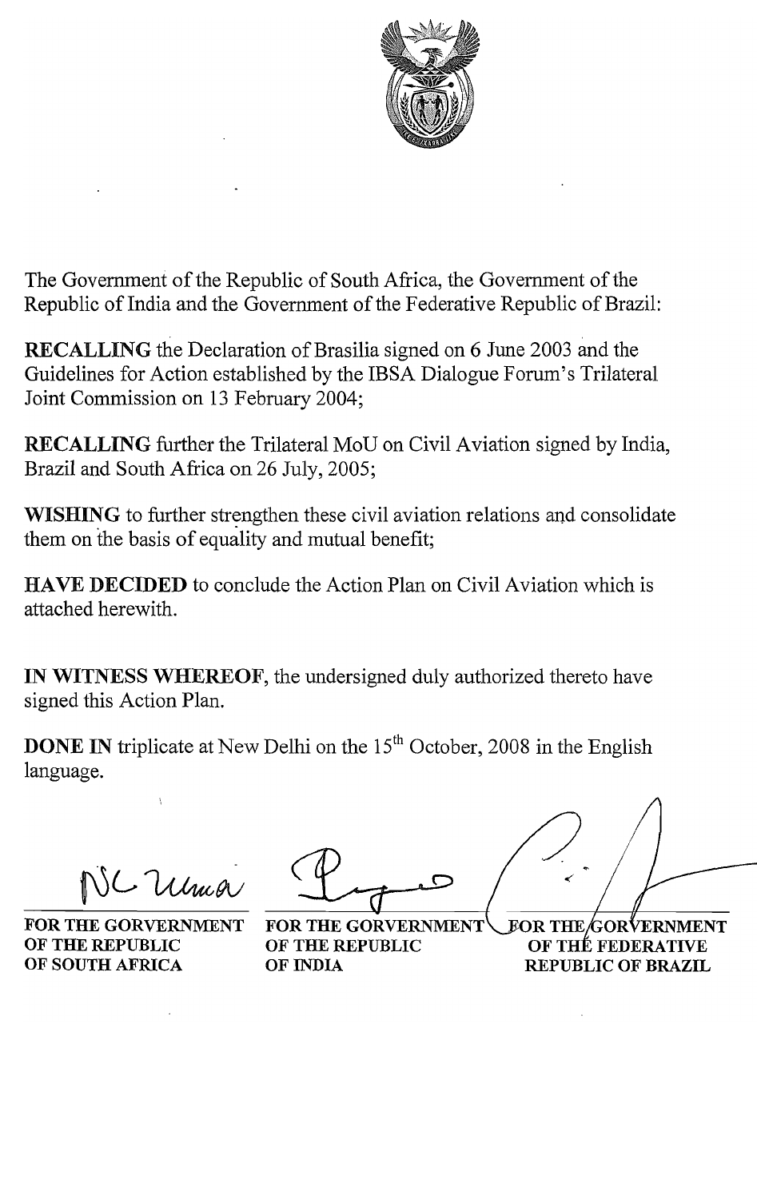The Government of the Republic of South Africa, the Government of the Republic of India and the Government of the Federative Republic of Brazil:

**RECALLING** the Declaration of Brasilia signed on 6 June 2003 and the Guidelines for Action established by the IBSA Dialogue Forum's Trilateral Joint Commission on 13 February 2004;

**RECALLING** further the Trilateral MoU on Civil Aviation signed by India, Brazil and South Africa on 26 July, 2005;

**WISHING** to further strengthen these civil aviation relations and consolidate them on the basis of equality and mutual benefit;

**HAVE DECIDED** to conclude the Action Plan on Civil Aviation which is attached herewith.

**IN WITNESS WHEREOF**, the undersigned duly authorized thereto have signed this Action Plan.

**DONE IN** triplicate at New Delhi on the 15th October, 2008 in the English language.

| | | |
|---|---|---|
| **FOR THE GORVERNMENT OF THE REPUBLIC OF SOUTH AFRICA** | **FOR THE GORVERNMENT OF THE REPUBLIC OF INDIA** | **FOR THE GORVERNMENT OF THE FEDERATIVE REPUBLIC OF BRAZIL** |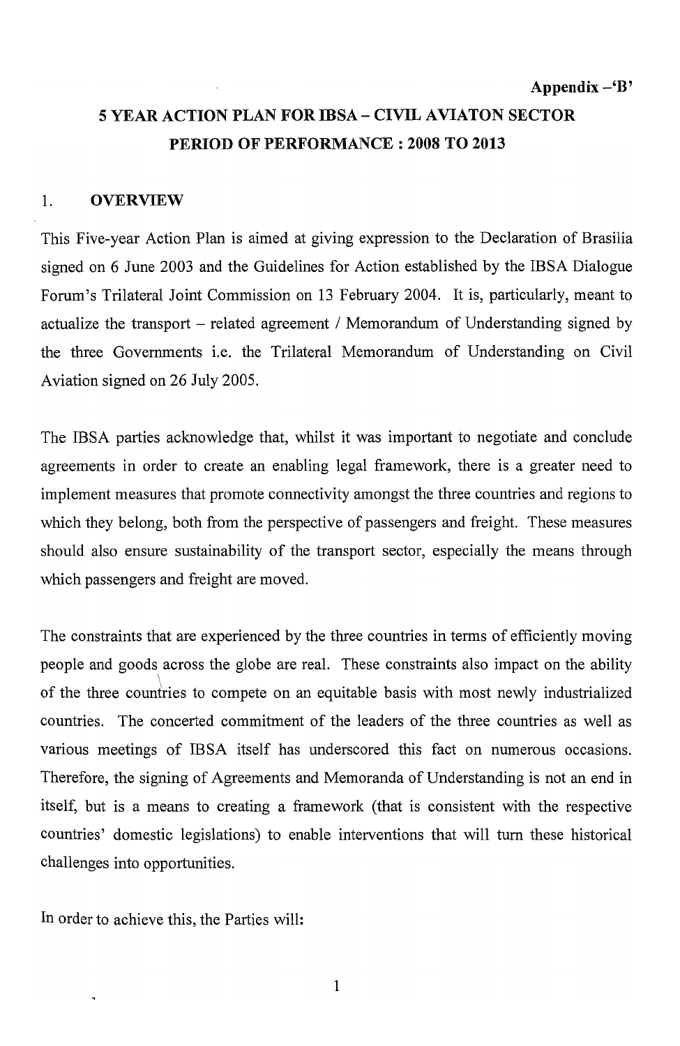**Appendix –'B'**

# 5 YEAR ACTION PLAN FOR IBSA – CIVIL AVIATON SECTOR PERIOD OF PERFORMANCE : 2008 TO 2013

## 1. OVERVIEW

This Five-year Action Plan is aimed at giving expression to the Declaration of Brasilia signed on 6 June 2003 and the Guidelines for Action established by the IBSA Dialogue Forum's Trilateral Joint Commission on 13 February 2004. It is, particularly, meant to actualize the transport – related agreement / Memorandum of Understanding signed by the three Governments i.e. the Trilateral Memorandum of Understanding on Civil Aviation signed on 26 July 2005.

The IBSA parties acknowledge that, whilst it was important to negotiate and conclude agreements in order to create an enabling legal framework, there is a greater need to implement measures that promote connectivity amongst the three countries and regions to which they belong, both from the perspective of passengers and freight. These measures should also ensure sustainability of the transport sector, especially the means through which passengers and freight are moved.

The constraints that are experienced by the three countries in terms of efficiently moving people and goods across the globe are real. These constraints also impact on the ability of the three countries to compete on an equitable basis with most newly industrialized countries. The concerted commitment of the leaders of the three countries as well as various meetings of IBSA itself has underscored this fact on numerous occasions. Therefore, the signing of Agreements and Memoranda of Understanding is not an end in itself, but is a means to creating a framework (that is consistent with the respective countries' domestic legislations) to enable interventions that will turn these historical challenges into opportunities.

In order to achieve this, the Parties will: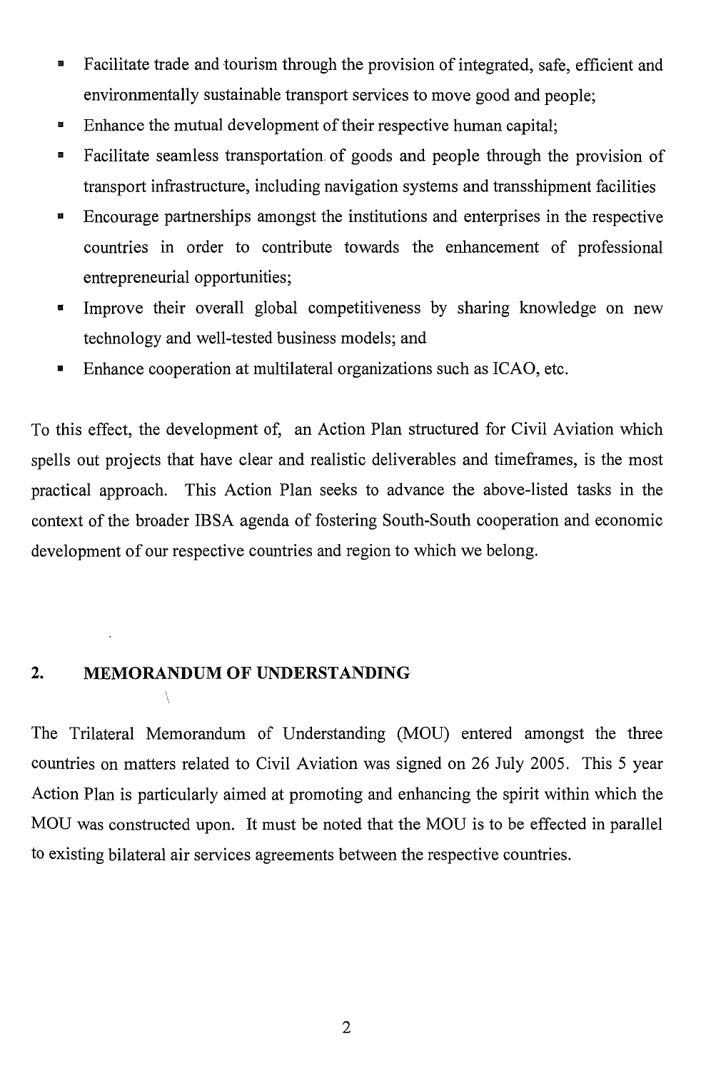- Facilitate trade and tourism through the provision of integrated, safe, efficient and environmentally sustainable transport services to move good and people;
- Enhance the mutual development of their respective human capital;
- Facilitate seamless transportation of goods and people through the provision of transport infrastructure, including navigation systems and transshipment facilities
- Encourage partnerships amongst the institutions and enterprises in the respective countries in order to contribute towards the enhancement of professional entrepreneurial opportunities;
- Improve their overall global competitiveness by sharing knowledge on new technology and well-tested business models; and
- Enhance cooperation at multilateral organizations such as ICAO, etc.

To this effect, the development of, an Action Plan structured for Civil Aviation which spells out projects that have clear and realistic deliverables and timeframes, is the most practical approach. This Action Plan seeks to advance the above-listed tasks in the context of the broader IBSA agenda of fostering South-South cooperation and economic development of our respective countries and region to which we belong.

## 2. MEMORANDUM OF UNDERSTANDING

The Trilateral Memorandum of Understanding (MOU) entered amongst the three countries on matters related to Civil Aviation was signed on 26 July 2005. This 5 year Action Plan is particularly aimed at promoting and enhancing the spirit within which the MOU was constructed upon. It must be noted that the MOU is to be effected in parallel to existing bilateral air services agreements between the respective countries.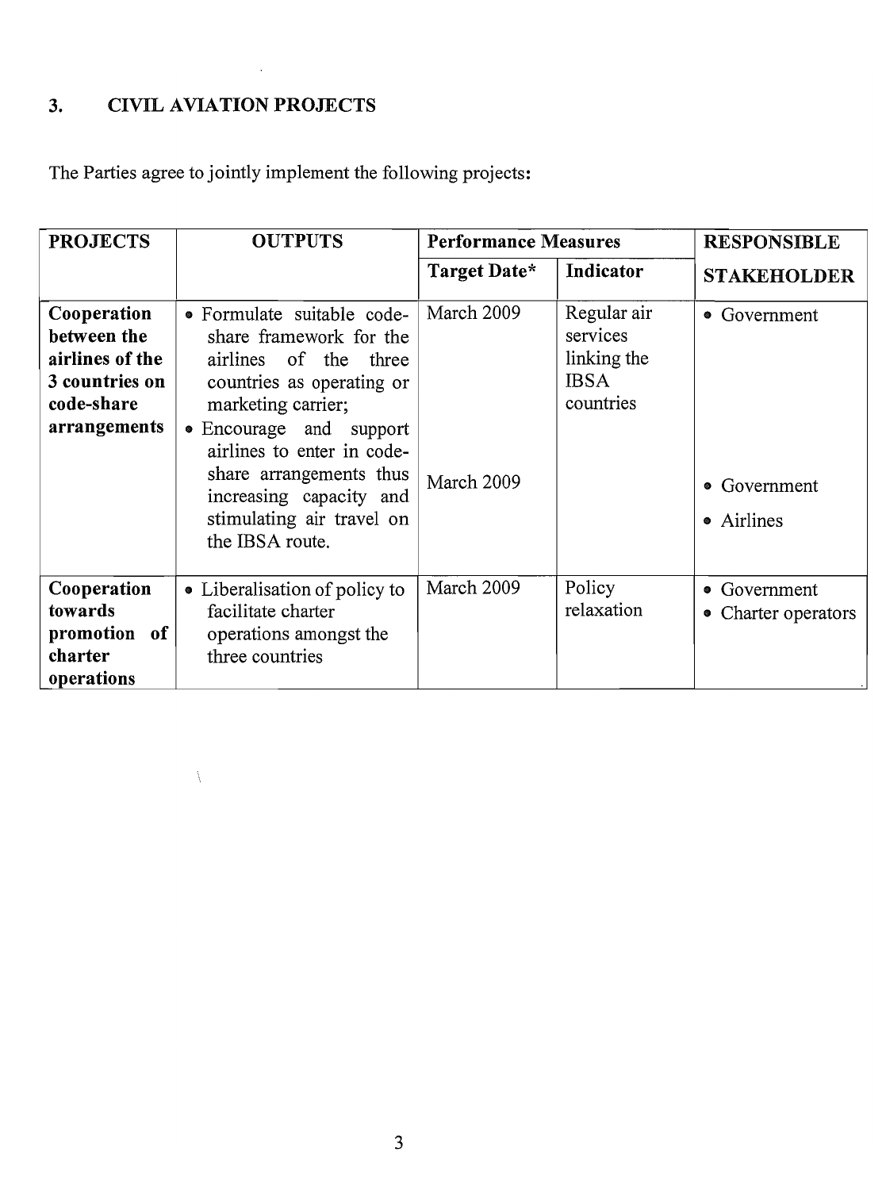## 3. CIVIL AVIATION PROJECTS

The Parties agree to jointly implement the following projects:

| PROJECTS | OUTPUTS | Performance Measures | | RESPONSIBLE STAKEHOLDER |
|---|---|---|---|---|
| | | Target Date* | Indicator | |
| **Cooperation between the airlines of the 3 countries on code-share arrangements** | • Formulate suitable code-share framework for the airlines of the three countries as operating or marketing carrier; | March 2009 | Regular air services linking the IBSA countries | • Government |
| | • Encourage and support airlines to enter in code-share arrangements thus increasing capacity and stimulating air travel on the IBSA route. | March 2009 | | • Government<br>• Airlines |
| **Cooperation towards promotion of charter operations** | • Liberalisation of policy to facilitate charter operations amongst the three countries | March 2009 | Policy relaxation | • Government<br>• Charter operators |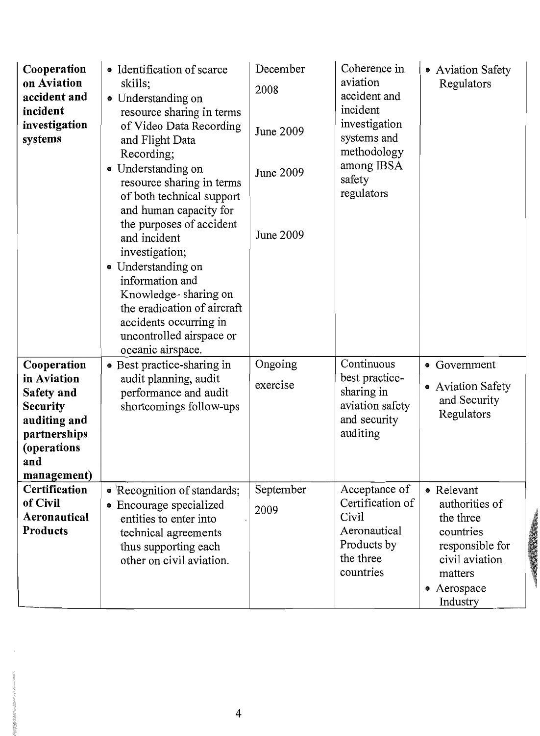| **Cooperation on Aviation accident and incident investigation systems** | • Identification of scarce skills;<br>• Understanding on resource sharing in terms of Video Data Recording and Flight Data Recording;<br>• Understanding on resource sharing in terms of both technical support and human capacity for the purposes of accident and incident investigation;<br>• Understanding on information and Knowledge- sharing on the eradication of aircraft accidents occurring in uncontrolled airspace or oceanic airspace. | December 2008<br><br>June 2009<br><br>June 2009<br><br>June 2009 | Coherence in aviation accident and incident investigation systems and methodology among IBSA safety regulators | • Aviation Safety Regulators |
|---|---|---|---|---|
| **Cooperation in Aviation Safety and Security auditing and partnerships (operations and management)** | • Best practice-sharing in audit planning, audit performance and audit shortcomings follow-ups | Ongoing exercise | Continuous best practice-sharing in aviation safety and security auditing | • Government<br>• Aviation Safety and Security Regulators |
| **Certification of Civil Aeronautical Products** | • Recognition of standards;<br>• Encourage specialized entities to enter into technical agreements thus supporting each other on civil aviation. | September 2009 | Acceptance of Certification of Civil Aeronautical Products by the three countries | • Relevant authorities of the three countries responsible for civil aviation matters<br>• Aerospace Industry |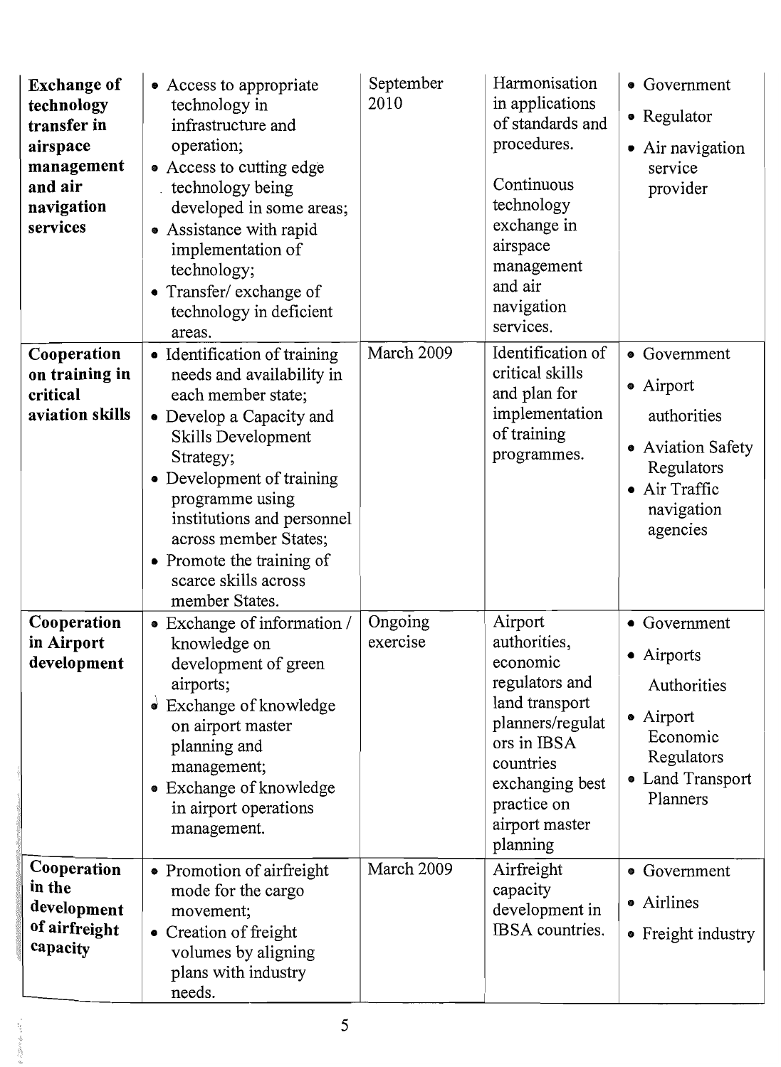| | | | | |
|---|---|---|---|---|
| **Exchange of technology transfer in airspace management and air navigation services** | • Access to appropriate technology in infrastructure and operation;<br>• Access to cutting edge technology being developed in some areas;<br>• Assistance with rapid implementation of technology;<br>• Transfer/ exchange of technology in deficient areas. | September 2010 | Harmonisation in applications of standards and procedures.<br><br>Continuous technology exchange in airspace management and air navigation services. | • Government<br>• Regulator<br>• Air navigation service provider |
| **Cooperation on training in critical aviation skills** | • Identification of training needs and availability in each member state;<br>• Develop a Capacity and Skills Development Strategy;<br>• Development of training programme using institutions and personnel across member States;<br>• Promote the training of scarce skills across member States. | March 2009 | Identification of critical skills and plan for implementation of training programmes. | • Government<br>• Airport authorities<br>• Aviation Safety Regulators<br>• Air Traffic navigation agencies |
| **Cooperation in Airport development** | • Exchange of information / knowledge on development of green airports;<br>• Exchange of knowledge on airport master planning and management;<br>• Exchange of knowledge in airport operations management. | Ongoing exercise | Airport authorities, economic regulators and land transport planners/regulators in IBSA countries exchanging best practice on airport master planning | • Government<br>• Airports Authorities<br>• Airport Economic Regulators<br>• Land Transport Planners |
| **Cooperation in the development of airfreight capacity** | • Promotion of airfreight mode for the cargo movement;<br>• Creation of freight volumes by aligning plans with industry needs. | March 2009 | Airfreight capacity development in IBSA countries. | • Government<br>• Airlines<br>• Freight industry |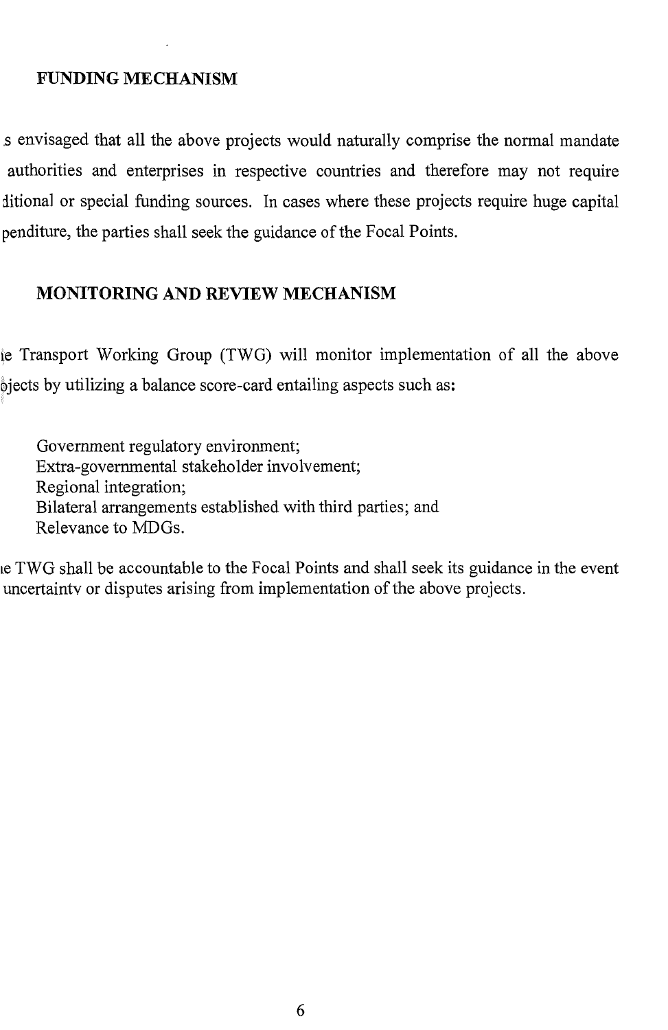## FUNDING MECHANISM

s envisaged that all the above projects would naturally comprise the normal mandate authorities and enterprises in respective countries and therefore may not require ditional or special funding sources. In cases where these projects require huge capital penditure, the parties shall seek the guidance of the Focal Points.

## MONITORING AND REVIEW MECHANISM

ie Transport Working Group (TWG) will monitor implementation of all the above ojects by utilizing a balance score-card entailing aspects such as:

- Government regulatory environment;
- Extra-governmental stakeholder involvement;
- Regional integration;
- Bilateral arrangements established with third parties; and
- Relevance to MDGs.

ie TWG shall be accountable to the Focal Points and shall seek its guidance in the event uncertainty or disputes arising from implementation of the above projects.